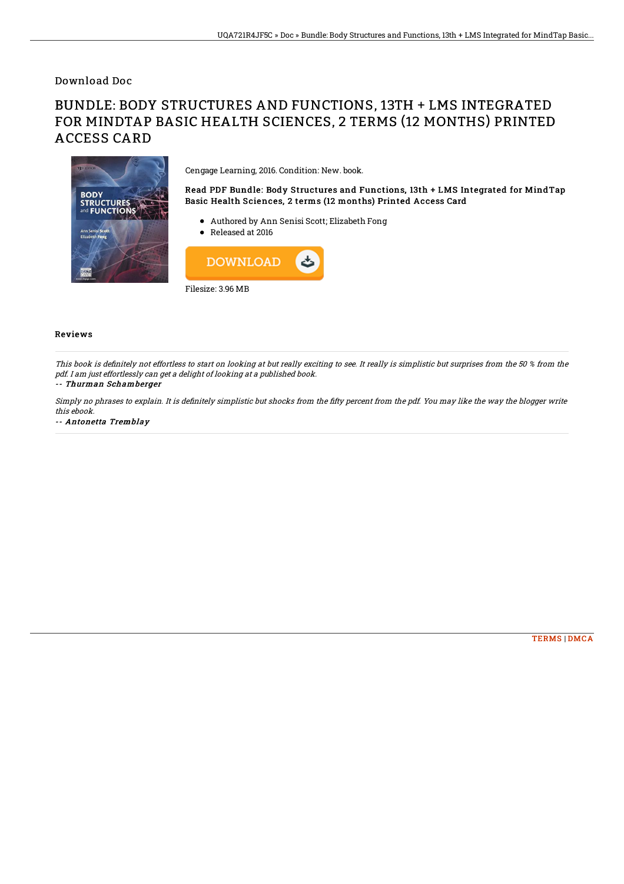Download Doc

# BUNDLE: BODY STRUCTURES AND FUNCTIONS, 13TH + LMS INTEGRATED FOR MINDTAP BASIC HEALTH SCIENCES, 2 TERMS (12 MONTHS) PRINTED ACCESS CARD

Cengage Learning, 2016. Condition: New. book.

**Read PDF Bundle: Body Structures and Functions, 13th + LMS Integrated for MindTap Basic Health Sciences, 2 terms (12 months) Printed Access Card**

- Authored by Ann Senisi Scott; Elizabeth Fong
- Released at 2016

DOWNLOAD

Filesize: 3.96 MB

## Reviews

*This book is definitely not effortless to start on looking at but really exciting to see. It really is simplistic but surprises from the 50 % from the pdf. I am just effortlessly can get a delight of looking at a published book.*

-- *Thurman Schamberger*

*Simply no phrases to explain. It is definitely simplistic but shocks from the fifty percent from the pdf. You may like the way the blogger write this ebook.*

-- *Antonetta Tremblay*

TERMS | DMCA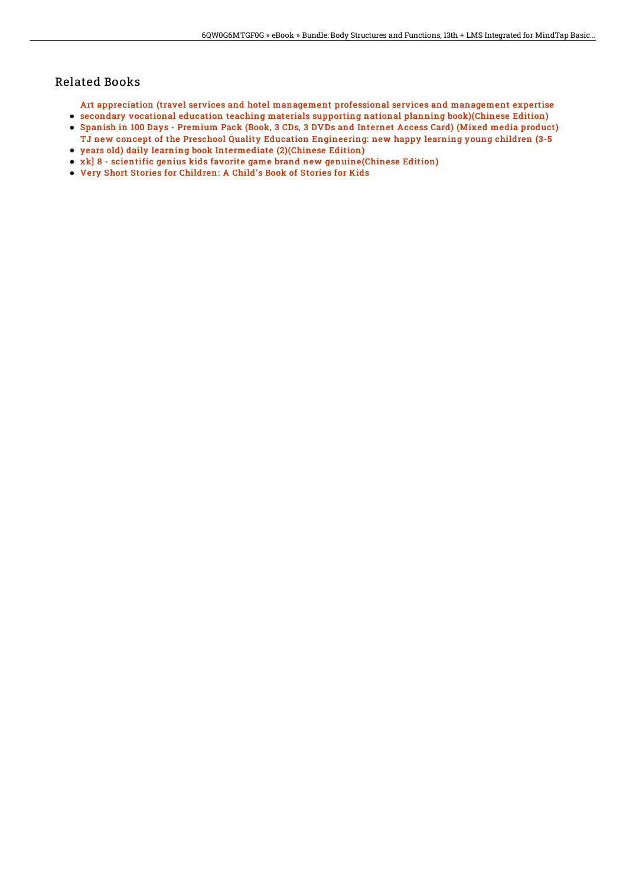## Related Books

- Art appreciation (travel services and hotel management professional services and management expertise secondary vocational education teaching materials supporting national planning book)(Chinese Edition)
- Spanish in 100 Days - Premium Pack (Book, 3 CDs, 3 DVDs and Internet Access Card) (Mixed media product)
- TJ new concept of the Preschool Quality Education Engineering: new happy learning young children (3-5 years old) daily learning book Intermediate (2)(Chinese Edition)
- xk] 8 - scientific genius kids favorite game brand new genuine(Chinese Edition)
- Very Short Stories for Children: A Child's Book of Stories for Kids